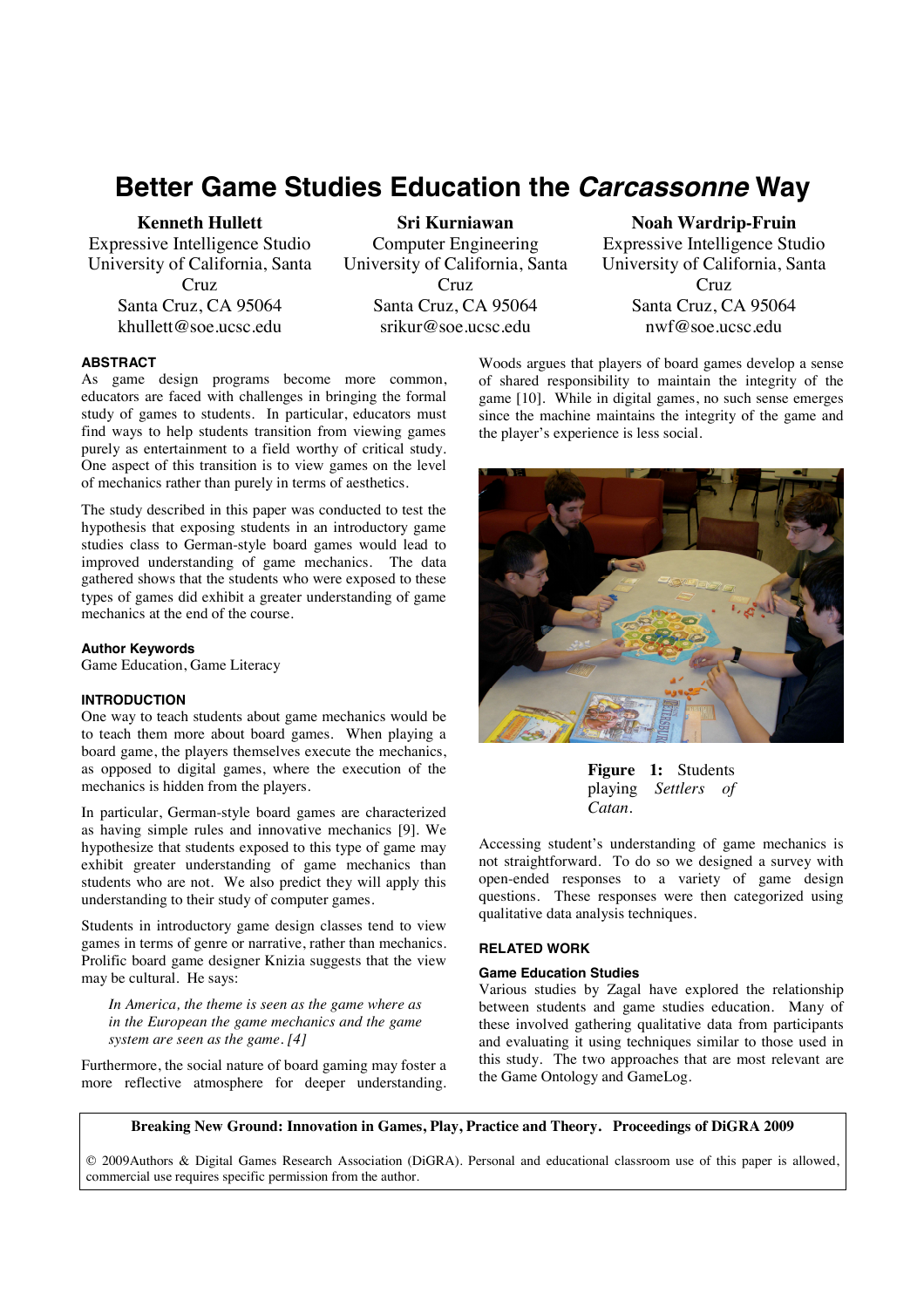# Better Game Studies Education the *Carcassonne* Way

**Kenneth Hullett**
Expressive Intelligence Studio
University of California, Santa Cruz
Santa Cruz, CA 95064
khullett@soe.ucsc.edu

**Sri Kurniawan**
Computer Engineering
University of California, Santa Cruz
Santa Cruz, CA 95064
srikur@soe.ucsc.edu

**Noah Wardrip-Fruin**
Expressive Intelligence Studio
University of California, Santa Cruz
Santa Cruz, CA 95064
nwf@soe.ucsc.edu

## ABSTRACT

As game design programs become more common, educators are faced with challenges in bringing the formal study of games to students. In particular, educators must find ways to help students transition from viewing games purely as entertainment to a field worthy of critical study. One aspect of this transition is to view games on the level of mechanics rather than purely in terms of aesthetics.

The study described in this paper was conducted to test the hypothesis that exposing students in an introductory game studies class to German-style board games would lead to improved understanding of game mechanics. The data gathered shows that the students who were exposed to these types of games did exhibit a greater understanding of game mechanics at the end of the course.

### Author Keywords

Game Education, Game Literacy

## INTRODUCTION

One way to teach students about game mechanics would be to teach them more about board games. When playing a board game, the players themselves execute the mechanics, as opposed to digital games, where the execution of the mechanics is hidden from the players.

In particular, German-style board games are characterized as having simple rules and innovative mechanics [9]. We hypothesize that students exposed to this type of game may exhibit greater understanding of game mechanics than students who are not. We also predict they will apply this understanding to their study of computer games.

Students in introductory game design classes tend to view games in terms of genre or narrative, rather than mechanics. Prolific board game designer Knizia suggests that the view may be cultural. He says:

> *In America, the theme is seen as the game where as in the European the game mechanics and the game system are seen as the game. [4]*

Furthermore, the social nature of board gaming may foster a more reflective atmosphere for deeper understanding. Woods argues that players of board games develop a sense of shared responsibility to maintain the integrity of the game [10]. While in digital games, no such sense emerges since the machine maintains the integrity of the game and the player's experience is less social.

**Figure 1:** Students playing *Settlers of Catan*.

Accessing student's understanding of game mechanics is not straightforward. To do so we designed a survey with open-ended responses to a variety of game design questions. These responses were then categorized using qualitative data analysis techniques.

## RELATED WORK

### Game Education Studies

Various studies by Zagal have explored the relationship between students and game studies education. Many of these involved gathering qualitative data from participants and evaluating it using techniques similar to those used in this study. The two approaches that are most relevant are the Game Ontology and GameLog.

**Breaking New Ground: Innovation in Games, Play, Practice and Theory. Proceedings of DiGRA 2009**

© 2009Authors & Digital Games Research Association (DiGRA). Personal and educational classroom use of this paper is allowed, commercial use requires specific permission from the author.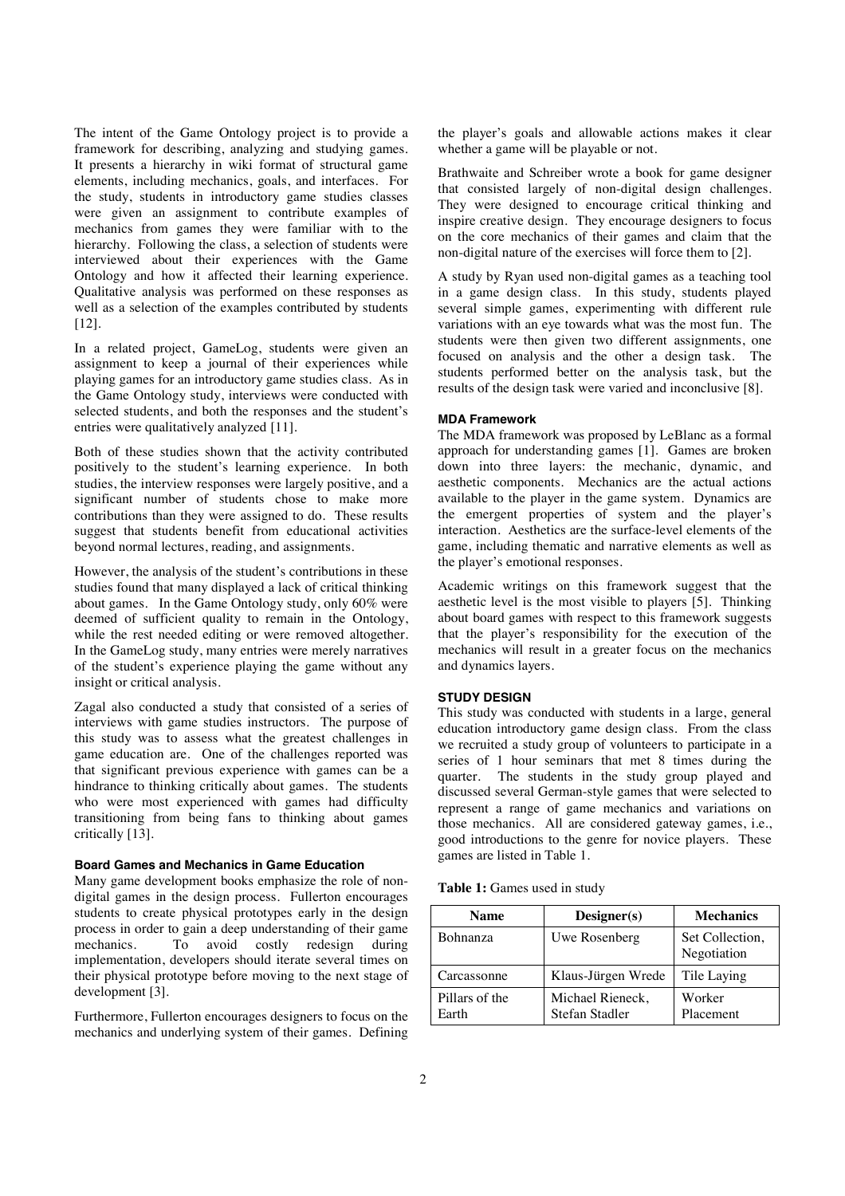The intent of the Game Ontology project is to provide a framework for describing, analyzing and studying games. It presents a hierarchy in wiki format of structural game elements, including mechanics, goals, and interfaces. For the study, students in introductory game studies classes were given an assignment to contribute examples of mechanics from games they were familiar with to the hierarchy. Following the class, a selection of students were interviewed about their experiences with the Game Ontology and how it affected their learning experience. Qualitative analysis was performed on these responses as well as a selection of the examples contributed by students [12].

In a related project, GameLog, students were given an assignment to keep a journal of their experiences while playing games for an introductory game studies class. As in the Game Ontology study, interviews were conducted with selected students, and both the responses and the student's entries were qualitatively analyzed [11].

Both of these studies shown that the activity contributed positively to the student's learning experience. In both studies, the interview responses were largely positive, and a significant number of students chose to make more contributions than they were assigned to do. These results suggest that students benefit from educational activities beyond normal lectures, reading, and assignments.

However, the analysis of the student's contributions in these studies found that many displayed a lack of critical thinking about games. In the Game Ontology study, only 60% were deemed of sufficient quality to remain in the Ontology, while the rest needed editing or were removed altogether. In the GameLog study, many entries were merely narratives of the student's experience playing the game without any insight or critical analysis.

Zagal also conducted a study that consisted of a series of interviews with game studies instructors. The purpose of this study was to assess what the greatest challenges in game education are. One of the challenges reported was that significant previous experience with games can be a hindrance to thinking critically about games. The students who were most experienced with games had difficulty transitioning from being fans to thinking about games critically [13].

#### Board Games and Mechanics in Game Education

Many game development books emphasize the role of non-digital games in the design process. Fullerton encourages students to create physical prototypes early in the design process in order to gain a deep understanding of their game mechanics. To avoid costly redesign during implementation, developers should iterate several times on their physical prototype before moving to the next stage of development [3].

Furthermore, Fullerton encourages designers to focus on the mechanics and underlying system of their games. Defining the player's goals and allowable actions makes it clear whether a game will be playable or not.

Brathwaite and Schreiber wrote a book for game designer that consisted largely of non-digital design challenges. They were designed to encourage critical thinking and inspire creative design. They encourage designers to focus on the core mechanics of their games and claim that the non-digital nature of the exercises will force them to [2].

A study by Ryan used non-digital games as a teaching tool in a game design class. In this study, students played several simple games, experimenting with different rule variations with an eye towards what was the most fun. The students were then given two different assignments, one focused on analysis and the other a design task. The students performed better on the analysis task, but the results of the design task were varied and inconclusive [8].

#### MDA Framework

The MDA framework was proposed by LeBlanc as a formal approach for understanding games [1]. Games are broken down into three layers: the mechanic, dynamic, and aesthetic components. Mechanics are the actual actions available to the player in the game system. Dynamics are the emergent properties of system and the player's interaction. Aesthetics are the surface-level elements of the game, including thematic and narrative elements as well as the player's emotional responses.

Academic writings on this framework suggest that the aesthetic level is the most visible to players [5]. Thinking about board games with respect to this framework suggests that the player's responsibility for the execution of the mechanics will result in a greater focus on the mechanics and dynamics layers.

### STUDY DESIGN

This study was conducted with students in a large, general education introductory game design class. From the class we recruited a study group of volunteers to participate in a series of 1 hour seminars that met 8 times during the quarter. The students in the study group played and discussed several German-style games that were selected to represent a range of game mechanics and variations on those mechanics. All are considered gateway games, i.e., good introductions to the genre for novice players. These games are listed in Table 1.

**Table 1:** Games used in study

| Name | Designer(s) | Mechanics |
|---|---|---|
| Bohnanza | Uwe Rosenberg | Set Collection, Negotiation |
| Carcassonne | Klaus-Jürgen Wrede | Tile Laying |
| Pillars of the Earth | Michael Rieneck, Stefan Stadler | Worker Placement |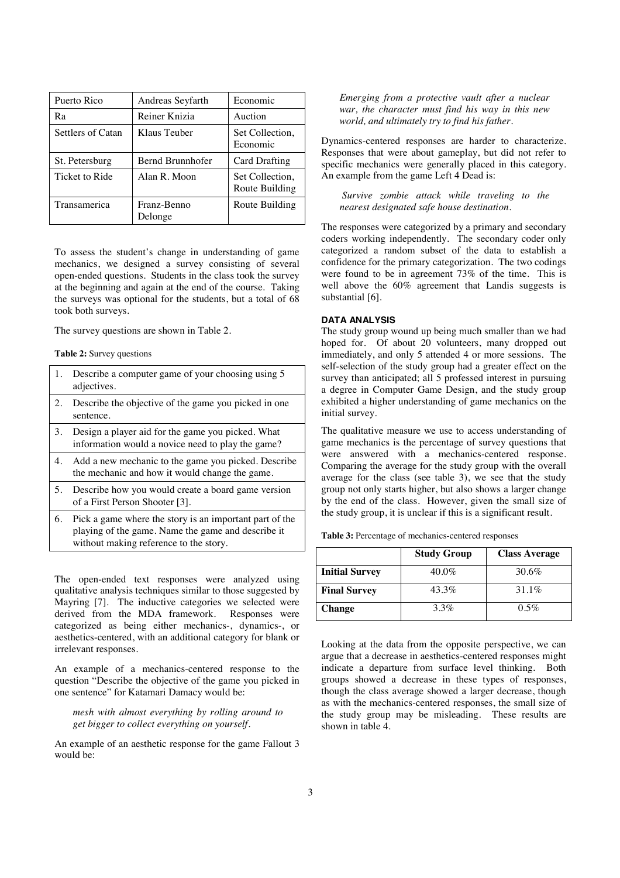| Puerto Rico | Andreas Seyfarth | Economic |
|---|---|---|
| Ra | Reiner Knizia | Auction |
| Settlers of Catan | Klaus Teuber | Set Collection, Economic |
| St. Petersburg | Bernd Brunnhofer | Card Drafting |
| Ticket to Ride | Alan R. Moon | Set Collection, Route Building |
| Transamerica | Franz-Benno Delonge | Route Building |

To assess the student's change in understanding of game mechanics, we designed a survey consisting of several open-ended questions. Students in the class took the survey at the beginning and again at the end of the course. Taking the surveys was optional for the students, but a total of 68 took both surveys.

The survey questions are shown in Table 2.

**Table 2:** Survey questions

| | |
|---|---|
| 1. | Describe a computer game of your choosing using 5 adjectives. |
| 2. | Describe the objective of the game you picked in one sentence. |
| 3. | Design a player aid for the game you picked. What information would a novice need to play the game? |
| 4. | Add a new mechanic to the game you picked. Describe the mechanic and how it would change the game. |
| 5. | Describe how you would create a board game version of a First Person Shooter [3]. |
| 6. | Pick a game where the story is an important part of the playing of the game. Name the game and describe it without making reference to the story. |

The open-ended text responses were analyzed using qualitative analysis techniques similar to those suggested by Mayring [7]. The inductive categories we selected were derived from the MDA framework. Responses were categorized as being either mechanics-, dynamics-, or aesthetics-centered, with an additional category for blank or irrelevant responses.

An example of a mechanics-centered response to the question "Describe the objective of the game you picked in one sentence" for Katamari Damacy would be:

> *mesh with almost everything by rolling around to get bigger to collect everything on yourself.*

An example of an aesthetic response for the game Fallout 3 would be:

> *Emerging from a protective vault after a nuclear war, the character must find his way in this new world, and ultimately try to find his father.*

Dynamics-centered responses are harder to characterize. Responses that were about gameplay, but did not refer to specific mechanics were generally placed in this category. An example from the game Left 4 Dead is:

> *Survive zombie attack while traveling to the nearest designated safe house destination.*

The responses were categorized by a primary and secondary coders working independently. The secondary coder only categorized a random subset of the data to establish a confidence for the primary categorization. The two codings were found to be in agreement 73% of the time. This is well above the 60% agreement that Landis suggests is substantial [6].

### DATA ANALYSIS

The study group wound up being much smaller than we had hoped for. Of about 20 volunteers, many dropped out immediately, and only 5 attended 4 or more sessions. The self-selection of the study group had a greater effect on the survey than anticipated; all 5 professed interest in pursuing a degree in Computer Game Design, and the study group exhibited a higher understanding of game mechanics on the initial survey.

The qualitative measure we use to access understanding of game mechanics is the percentage of survey questions that were answered with a mechanics-centered response. Comparing the average for the study group with the overall average for the class (see table 3), we see that the study group not only starts higher, but also shows a larger change by the end of the class. However, given the small size of the study group, it is unclear if this is a significant result.

**Table 3:** Percentage of mechanics-centered responses

| | **Study Group** | **Class Average** |
|---|---|---|
| **Initial Survey** | 40.0% | 30.6% |
| **Final Survey** | 43.3% | 31.1% |
| **Change** | 3.3% | 0.5% |

Looking at the data from the opposite perspective, we can argue that a decrease in aesthetics-centered responses might indicate a departure from surface level thinking. Both groups showed a decrease in these types of responses, though the class average showed a larger decrease, though as with the mechanics-centered responses, the small size of the study group may be misleading. These results are shown in table 4.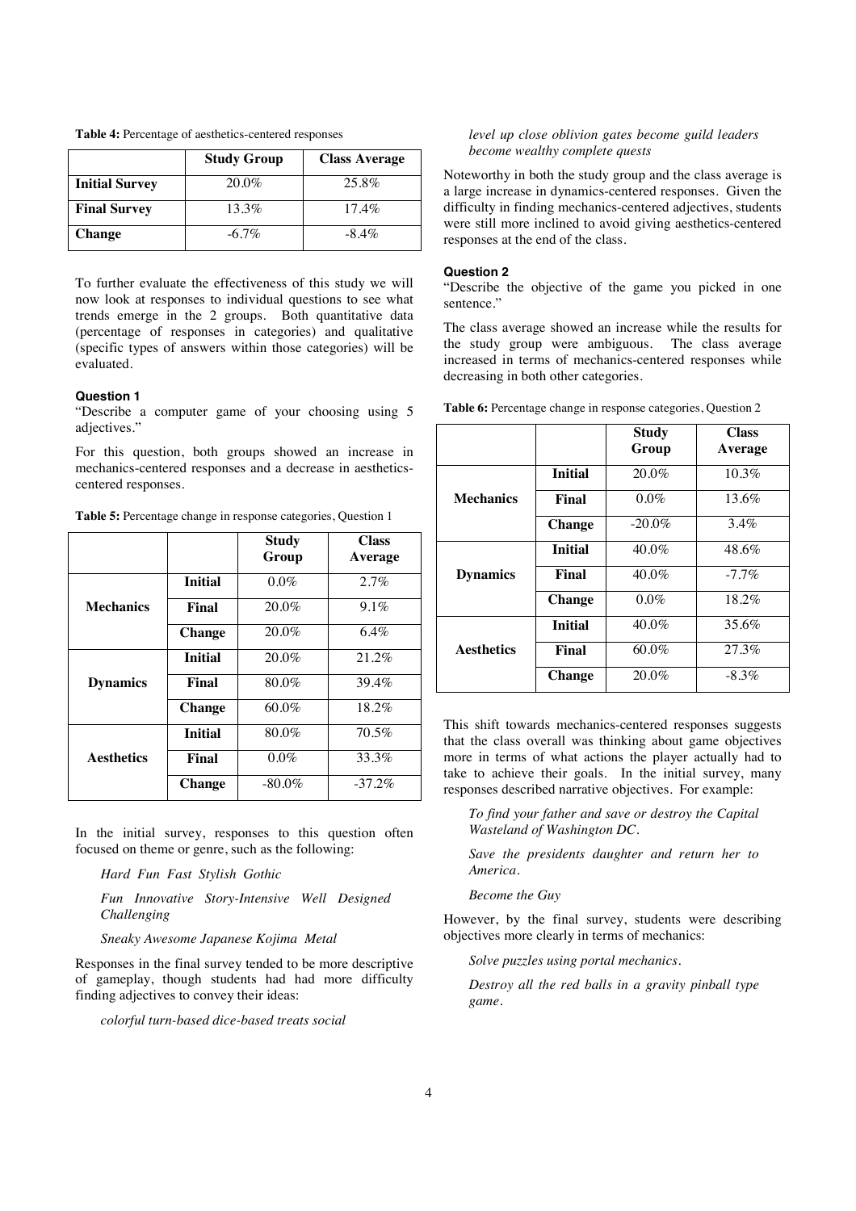**Table 4:** Percentage of aesthetics-centered responses

| | Study Group | Class Average |
|---|---|---|
| **Initial Survey** | 20.0% | 25.8% |
| **Final Survey** | 13.3% | 17.4% |
| **Change** | -6.7% | -8.4% |

To further evaluate the effectiveness of this study we will now look at responses to individual questions to see what trends emerge in the 2 groups. Both quantitative data (percentage of responses in categories) and qualitative (specific types of answers within those categories) will be evaluated.

#### Question 1

"Describe a computer game of your choosing using 5 adjectives."

For this question, both groups showed an increase in mechanics-centered responses and a decrease in aesthetics-centered responses.

**Table 5:** Percentage change in response categories, Question 1

| | | Study Group | Class Average |
|---|---|---|---|
| **Mechanics** | **Initial** | 0.0% | 2.7% |
| | **Final** | 20.0% | 9.1% |
| | **Change** | 20.0% | 6.4% |
| **Dynamics** | **Initial** | 20.0% | 21.2% |
| | **Final** | 80.0% | 39.4% |
| | **Change** | 60.0% | 18.2% |
| **Aesthetics** | **Initial** | 80.0% | 70.5% |
| | **Final** | 0.0% | 33.3% |
| | **Change** | -80.0% | -37.2% |

In the initial survey, responses to this question often focused on theme or genre, such as the following:

> *Hard Fun Fast Stylish Gothic*
>
> *Fun Innovative Story-Intensive Well Designed Challenging*
>
> *Sneaky Awesome Japanese Kojima Metal*

Responses in the final survey tended to be more descriptive of gameplay, though students had had more difficulty finding adjectives to convey their ideas:

> *colorful turn-based dice-based treats social*
>
> *level up close oblivion gates become guild leaders become wealthy complete quests*

Noteworthy in both the study group and the class average is a large increase in dynamics-centered responses. Given the difficulty in finding mechanics-centered adjectives, students were still more inclined to avoid giving aesthetics-centered responses at the end of the class.

#### Question 2

"Describe the objective of the game you picked in one sentence."

The class average showed an increase while the results for the study group were ambiguous. The class average increased in terms of mechanics-centered responses while decreasing in both other categories.

**Table 6:** Percentage change in response categories, Question 2

| | | Study Group | Class Average |
|---|---|---|---|
| **Mechanics** | **Initial** | 20.0% | 10.3% |
| | **Final** | 0.0% | 13.6% |
| | **Change** | -20.0% | 3.4% |
| **Dynamics** | **Initial** | 40.0% | 48.6% |
| | **Final** | 40.0% | -7.7% |
| | **Change** | 0.0% | 18.2% |
| **Aesthetics** | **Initial** | 40.0% | 35.6% |
| | **Final** | 60.0% | 27.3% |
| | **Change** | 20.0% | -8.3% |

This shift towards mechanics-centered responses suggests that the class overall was thinking about game objectives more in terms of what actions the player actually had to take to achieve their goals. In the initial survey, many responses described narrative objectives. For example:

> *To find your father and save or destroy the Capital Wasteland of Washington DC.*
>
> *Save the presidents daughter and return her to America.*
>
> *Become the Guy*

However, by the final survey, students were describing objectives more clearly in terms of mechanics:

> *Solve puzzles using portal mechanics.*
>
> *Destroy all the red balls in a gravity pinball type game.*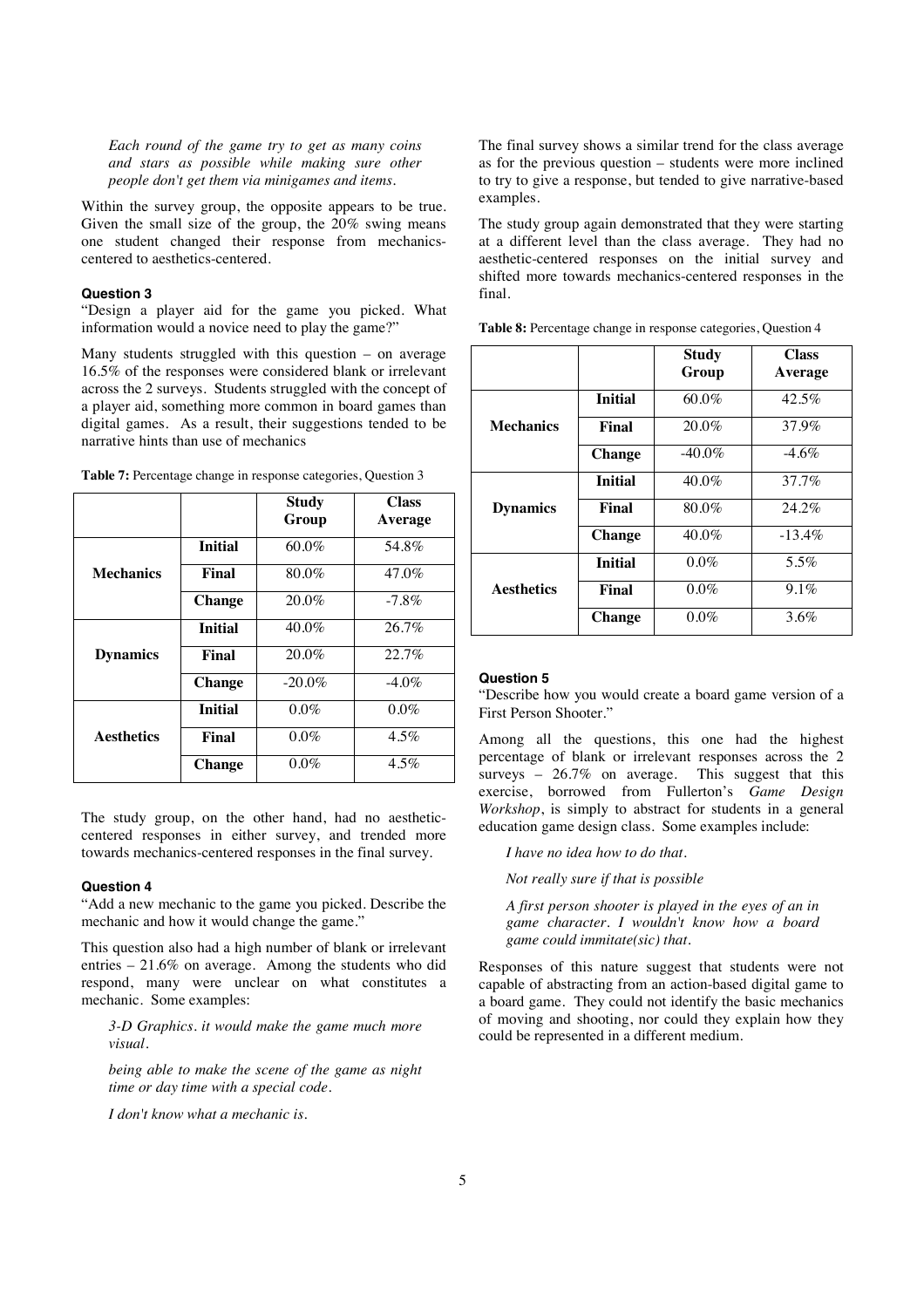> *Each round of the game try to get as many coins and stars as possible while making sure other people don't get them via minigames and items.*

Within the survey group, the opposite appears to be true. Given the small size of the group, the 20% swing means one student changed their response from mechanics-centered to aesthetics-centered.

#### Question 3

"Design a player aid for the game you picked. What information would a novice need to play the game?"

Many students struggled with this question – on average 16.5% of the responses were considered blank or irrelevant across the 2 surveys. Students struggled with the concept of a player aid, something more common in board games than digital games. As a result, their suggestions tended to be narrative hints than use of mechanics

**Table 7:** Percentage change in response categories, Question 3

| | | Study Group | Class Average |
|---|---|---|---|
| **Mechanics** | **Initial** | 60.0% | 54.8% |
| | **Final** | 80.0% | 47.0% |
| | **Change** | 20.0% | -7.8% |
| **Dynamics** | **Initial** | 40.0% | 26.7% |
| | **Final** | 20.0% | 22.7% |
| | **Change** | -20.0% | -4.0% |
| **Aesthetics** | **Initial** | 0.0% | 0.0% |
| | **Final** | 0.0% | 4.5% |
| | **Change** | 0.0% | 4.5% |

The study group, on the other hand, had no aesthetic-centered responses in either survey, and trended more towards mechanics-centered responses in the final survey.

#### Question 4

"Add a new mechanic to the game you picked. Describe the mechanic and how it would change the game."

This question also had a high number of blank or irrelevant entries – 21.6% on average. Among the students who did respond, many were unclear on what constitutes a mechanic. Some examples:

> *3-D Graphics. it would make the game much more visual.*
>
> *being able to make the scene of the game as night time or day time with a special code.*
>
> *I don't know what a mechanic is.*

The final survey shows a similar trend for the class average as for the previous question – students were more inclined to try to give a response, but tended to give narrative-based examples.

The study group again demonstrated that they were starting at a different level than the class average. They had no aesthetic-centered responses on the initial survey and shifted more towards mechanics-centered responses in the final.

**Table 8:** Percentage change in response categories, Question 4

| | | Study Group | Class Average |
|---|---|---|---|
| **Mechanics** | **Initial** | 60.0% | 42.5% |
| | **Final** | 20.0% | 37.9% |
| | **Change** | -40.0% | -4.6% |
| **Dynamics** | **Initial** | 40.0% | 37.7% |
| | **Final** | 80.0% | 24.2% |
| | **Change** | 40.0% | -13.4% |
| **Aesthetics** | **Initial** | 0.0% | 5.5% |
| | **Final** | 0.0% | 9.1% |
| | **Change** | 0.0% | 3.6% |

#### Question 5

"Describe how you would create a board game version of a First Person Shooter."

Among all the questions, this one had the highest percentage of blank or irrelevant responses across the 2 surveys – 26.7% on average. This suggest that this exercise, borrowed from Fullerton's *Game Design Workshop*, is simply to abstract for students in a general education game design class. Some examples include:

> *I have no idea how to do that.*
>
> *Not really sure if that is possible*
>
> *A first person shooter is played in the eyes of an in game character. I wouldn't know how a board game could immitate(sic) that.*

Responses of this nature suggest that students were not capable of abstracting from an action-based digital game to a board game. They could not identify the basic mechanics of moving and shooting, nor could they explain how they could be represented in a different medium.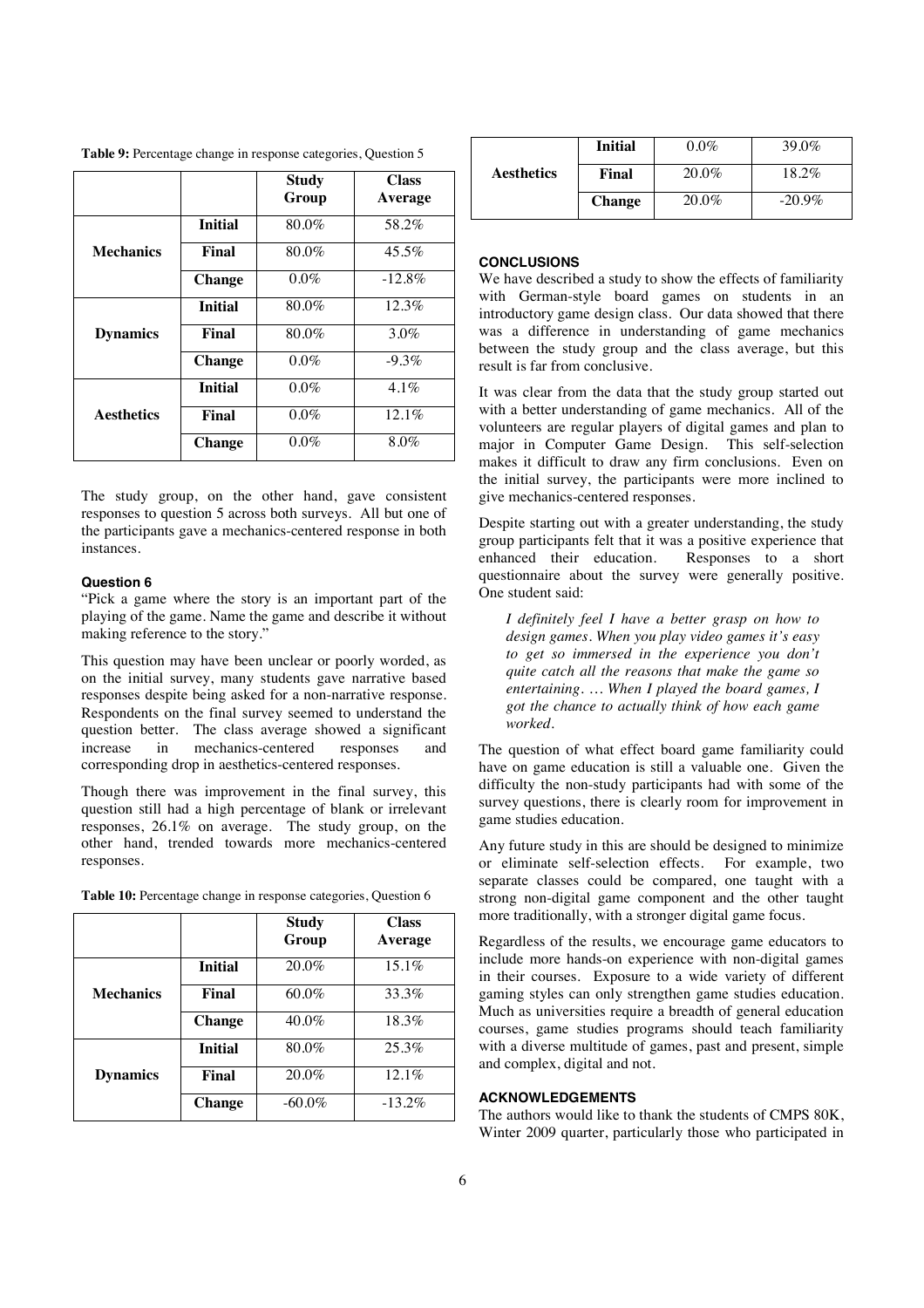**Table 9:** Percentage change in response categories, Question 5

| | | Study Group | Class Average |
|---|---|---|---|
| **Mechanics** | **Initial** | 80.0% | 58.2% |
| | **Final** | 80.0% | 45.5% |
| | **Change** | 0.0% | -12.8% |
| **Dynamics** | **Initial** | 80.0% | 12.3% |
| | **Final** | 80.0% | 3.0% |
| | **Change** | 0.0% | -9.3% |
| **Aesthetics** | **Initial** | 0.0% | 4.1% |
| | **Final** | 0.0% | 12.1% |
| | **Change** | 0.0% | 8.0% |

The study group, on the other hand, gave consistent responses to question 5 across both surveys. All but one of the participants gave a mechanics-centered response in both instances.

### Question 6

"Pick a game where the story is an important part of the playing of the game. Name the game and describe it without making reference to the story."

This question may have been unclear or poorly worded, as on the initial survey, many students gave narrative based responses despite being asked for a non-narrative response. Respondents on the final survey seemed to understand the question better. The class average showed a significant increase in mechanics-centered responses and corresponding drop in aesthetics-centered responses.

Though there was improvement in the final survey, this question still had a high percentage of blank or irrelevant responses, 26.1% on average. The study group, on the other hand, trended towards more mechanics-centered responses.

**Table 10:** Percentage change in response categories, Question 6

| | | Study Group | Class Average |
|---|---|---|---|
| **Mechanics** | **Initial** | 20.0% | 15.1% |
| | **Final** | 60.0% | 33.3% |
| | **Change** | 40.0% | 18.3% |
| **Dynamics** | **Initial** | 80.0% | 25.3% |
| | **Final** | 20.0% | 12.1% |
| | **Change** | -60.0% | -13.2% |
| **Aesthetics** | **Initial** | 0.0% | 39.0% |
| | **Final** | 20.0% | 18.2% |
| | **Change** | 20.0% | -20.9% |

## CONCLUSIONS

We have described a study to show the effects of familiarity with German-style board games on students in an introductory game design class. Our data showed that there was a difference in understanding of game mechanics between the study group and the class average, but this result is far from conclusive.

It was clear from the data that the study group started out with a better understanding of game mechanics. All of the volunteers are regular players of digital games and plan to major in Computer Game Design. This self-selection makes it difficult to draw any firm conclusions. Even on the initial survey, the participants were more inclined to give mechanics-centered responses.

Despite starting out with a greater understanding, the study group participants felt that it was a positive experience that enhanced their education. Responses to a short questionnaire about the survey were generally positive. One student said:

> *I definitely feel I have a better grasp on how to design games. When you play video games it's easy to get so immersed in the experience you don't quite catch all the reasons that make the game so entertaining. … When I played the board games, I got the chance to actually think of how each game worked.*

The question of what effect board game familiarity could have on game education is still a valuable one. Given the difficulty the non-study participants had with some of the survey questions, there is clearly room for improvement in game studies education.

Any future study in this are should be designed to minimize or eliminate self-selection effects. For example, two separate classes could be compared, one taught with a strong non-digital game component and the other taught more traditionally, with a stronger digital game focus.

Regardless of the results, we encourage game educators to include more hands-on experience with non-digital games in their courses. Exposure to a wide variety of different gaming styles can only strengthen game studies education. Much as universities require a breadth of general education courses, game studies programs should teach familiarity with a diverse multitude of games, past and present, simple and complex, digital and not.

## ACKNOWLEDGEMENTS

The authors would like to thank the students of CMPS 80K, Winter 2009 quarter, particularly those who participated in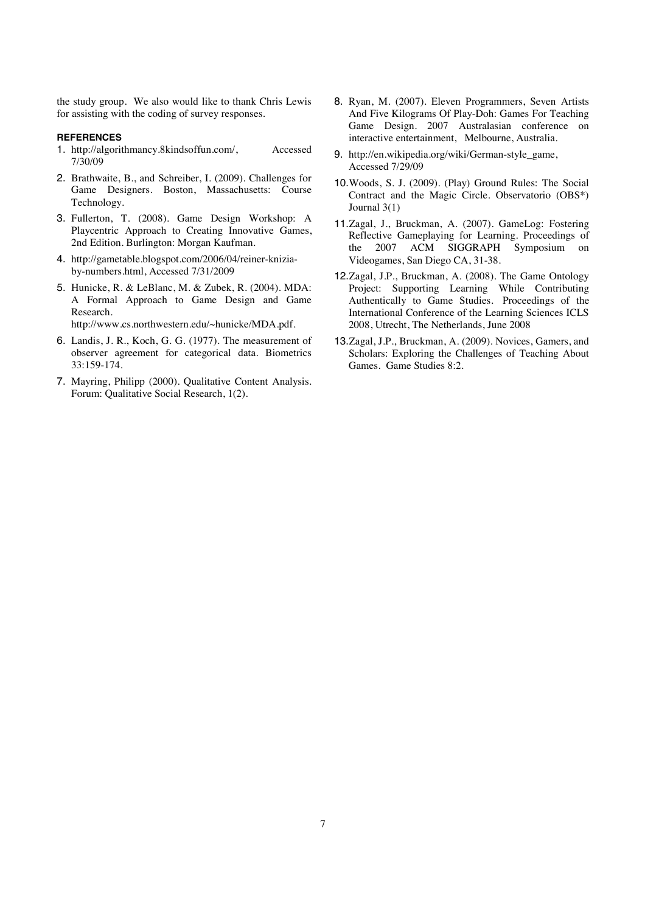the study group. We also would like to thank Chris Lewis for assisting with the coding of survey responses.

#### REFERENCES

1. http://algorithmancy.8kindsoffun.com/, Accessed 7/30/09
2. Brathwaite, B., and Schreiber, I. (2009). Challenges for Game Designers. Boston, Massachusetts: Course Technology.
3. Fullerton, T. (2008). Game Design Workshop: A Playcentric Approach to Creating Innovative Games, 2nd Edition. Burlington: Morgan Kaufman.
4. http://gametable.blogspot.com/2006/04/reiner-knizia-by-numbers.html, Accessed 7/31/2009
5. Hunicke, R. & LeBlanc, M. & Zubek, R. (2004). MDA: A Formal Approach to Game Design and Game Research. http://www.cs.northwestern.edu/~hunicke/MDA.pdf.
6. Landis, J. R., Koch, G. G. (1977). The measurement of observer agreement for categorical data. Biometrics 33:159-174.
7. Mayring, Philipp (2000). Qualitative Content Analysis. Forum: Qualitative Social Research, 1(2).
8. Ryan, M. (2007). Eleven Programmers, Seven Artists And Five Kilograms Of Play-Doh: Games For Teaching Game Design. 2007 Australasian conference on interactive entertainment, Melbourne, Australia.
9. http://en.wikipedia.org/wiki/German-style_game, Accessed 7/29/09
10. Woods, S. J. (2009). (Play) Ground Rules: The Social Contract and the Magic Circle. Observatorio (OBS*) Journal 3(1)
11. Zagal, J., Bruckman, A. (2007). GameLog: Fostering Reflective Gameplaying for Learning. Proceedings of the 2007 ACM SIGGRAPH Symposium on Videogames, San Diego CA, 31-38.
12. Zagal, J.P., Bruckman, A. (2008). The Game Ontology Project: Supporting Learning While Contributing Authentically to Game Studies. Proceedings of the International Conference of the Learning Sciences ICLS 2008, Utrecht, The Netherlands, June 2008
13. Zagal, J.P., Bruckman, A. (2009). Novices, Gamers, and Scholars: Exploring the Challenges of Teaching About Games. Game Studies 8:2.